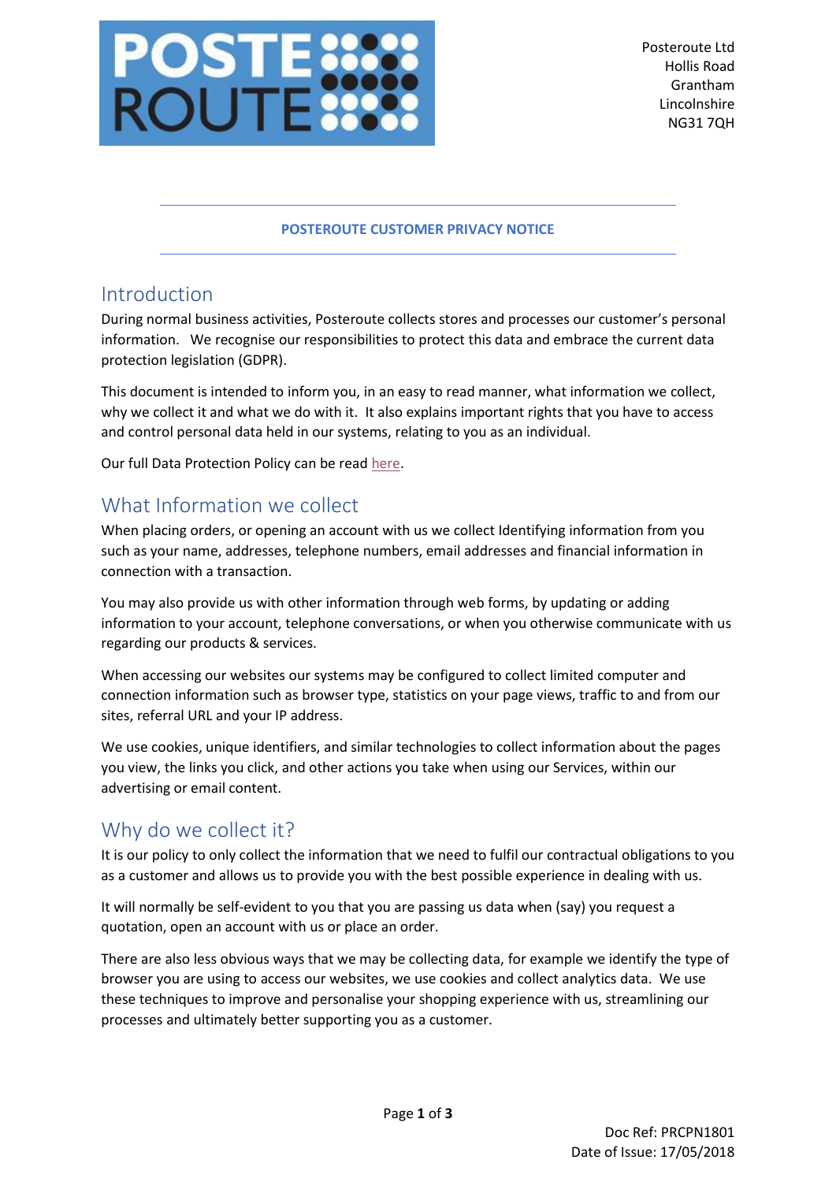Posteroute Ltd
Hollis Road
Grantham
Lincolnshire
NG31 7QH

# POSTEROUTE CUSTOMER PRIVACY NOTICE

## Introduction

During normal business activities, Posteroute collects stores and processes our customer's personal information. We recognise our responsibilities to protect this data and embrace the current data protection legislation (GDPR).

This document is intended to inform you, in an easy to read manner, what information we collect, why we collect it and what we do with it. It also explains important rights that you have to access and control personal data held in our systems, relating to you as an individual.

Our full Data Protection Policy can be read here.

## What Information we collect

When placing orders, or opening an account with us we collect Identifying information from you such as your name, addresses, telephone numbers, email addresses and financial information in connection with a transaction.

You may also provide us with other information through web forms, by updating or adding information to your account, telephone conversations, or when you otherwise communicate with us regarding our products & services.

When accessing our websites our systems may be configured to collect limited computer and connection information such as browser type, statistics on your page views, traffic to and from our sites, referral URL and your IP address.

We use cookies, unique identifiers, and similar technologies to collect information about the pages you view, the links you click, and other actions you take when using our Services, within our advertising or email content.

## Why do we collect it?

It is our policy to only collect the information that we need to fulfil our contractual obligations to you as a customer and allows us to provide you with the best possible experience in dealing with us.

It will normally be self-evident to you that you are passing us data when (say) you request a quotation, open an account with us or place an order.

There are also less obvious ways that we may be collecting data, for example we identify the type of browser you are using to access our websites, we use cookies and collect analytics data. We use these techniques to improve and personalise your shopping experience with us, streamlining our processes and ultimately better supporting you as a customer.

Doc Ref: PRCPN1801
Date of Issue: 17/05/2018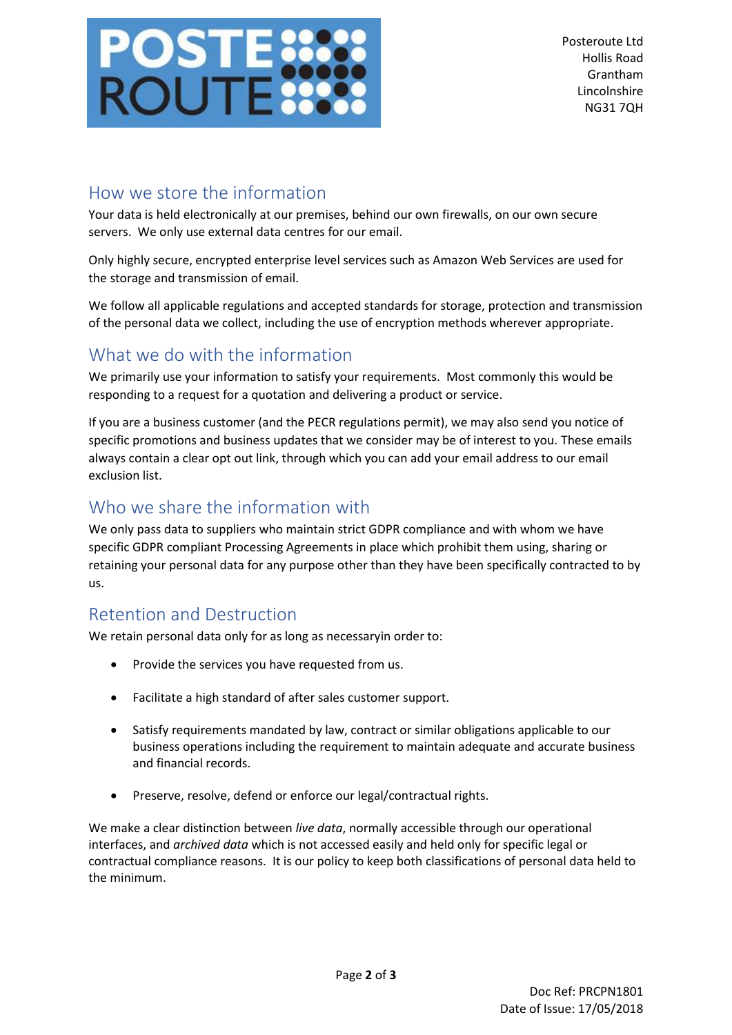## How we store the information

Your data is held electronically at our premises, behind our own firewalls, on our own secure servers. We only use external data centres for our email.

Only highly secure, encrypted enterprise level services such as Amazon Web Services are used for the storage and transmission of email.

We follow all applicable regulations and accepted standards for storage, protection and transmission of the personal data we collect, including the use of encryption methods wherever appropriate.

## What we do with the information

We primarily use your information to satisfy your requirements. Most commonly this would be responding to a request for a quotation and delivering a product or service.

If you are a business customer (and the PECR regulations permit), we may also send you notice of specific promotions and business updates that we consider may be of interest to you. These emails always contain a clear opt out link, through which you can add your email address to our email exclusion list.

## Who we share the information with

We only pass data to suppliers who maintain strict GDPR compliance and with whom we have specific GDPR compliant Processing Agreements in place which prohibit them using, sharing or retaining your personal data for any purpose other than they have been specifically contracted to by us.

## Retention and Destruction

We retain personal data only for as long as necessaryin order to:

- Provide the services you have requested from us.
- Facilitate a high standard of after sales customer support.
- Satisfy requirements mandated by law, contract or similar obligations applicable to our business operations including the requirement to maintain adequate and accurate business and financial records.
- Preserve, resolve, defend or enforce our legal/contractual rights.

We make a clear distinction between *live data*, normally accessible through our operational interfaces, and *archived data* which is not accessed easily and held only for specific legal or contractual compliance reasons. It is our policy to keep both classifications of personal data held to the minimum.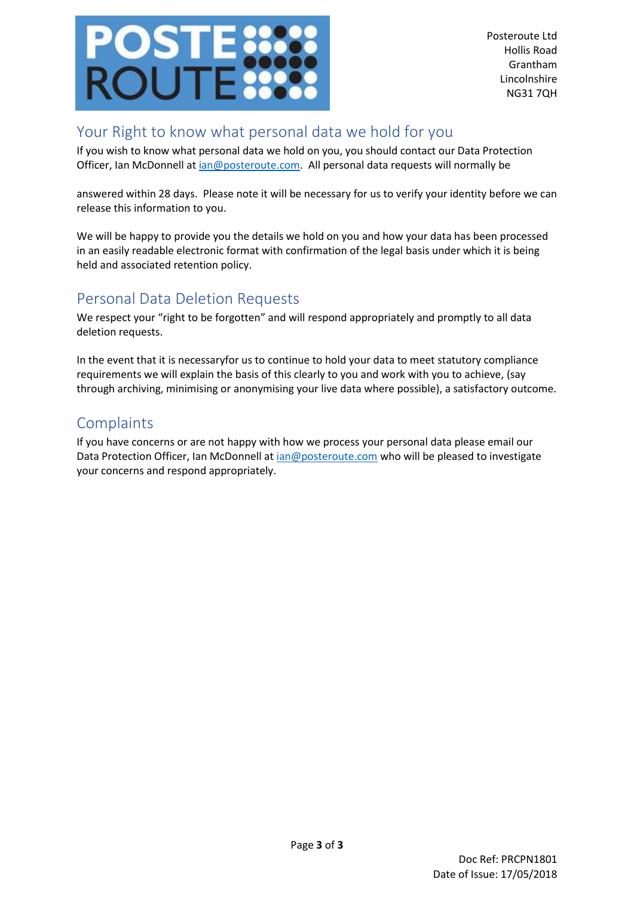Posteroute Ltd
Hollis Road
Grantham
Lincolnshire
NG31 7QH

## Your Right to know what personal data we hold for you

If you wish to know what personal data we hold on you, you should contact our Data Protection Officer, Ian McDonnell at ian@posteroute.com. All personal data requests will normally be answered within 28 days. Please note it will be necessary for us to verify your identity before we can release this information to you.

We will be happy to provide you the details we hold on you and how your data has been processed in an easily readable electronic format with confirmation of the legal basis under which it is being held and associated retention policy.

## Personal Data Deletion Requests

We respect your "right to be forgotten" and will respond appropriately and promptly to all data deletion requests.

In the event that it is necessaryfor us to continue to hold your data to meet statutory compliance requirements we will explain the basis of this clearly to you and work with you to achieve, (say through archiving, minimising or anonymising your live data where possible), a satisfactory outcome.

## Complaints

If you have concerns or are not happy with how we process your personal data please email our Data Protection Officer, Ian McDonnell at ian@posteroute.com who will be pleased to investigate your concerns and respond appropriately.

Doc Ref: PRCPN1801
Date of Issue: 17/05/2018